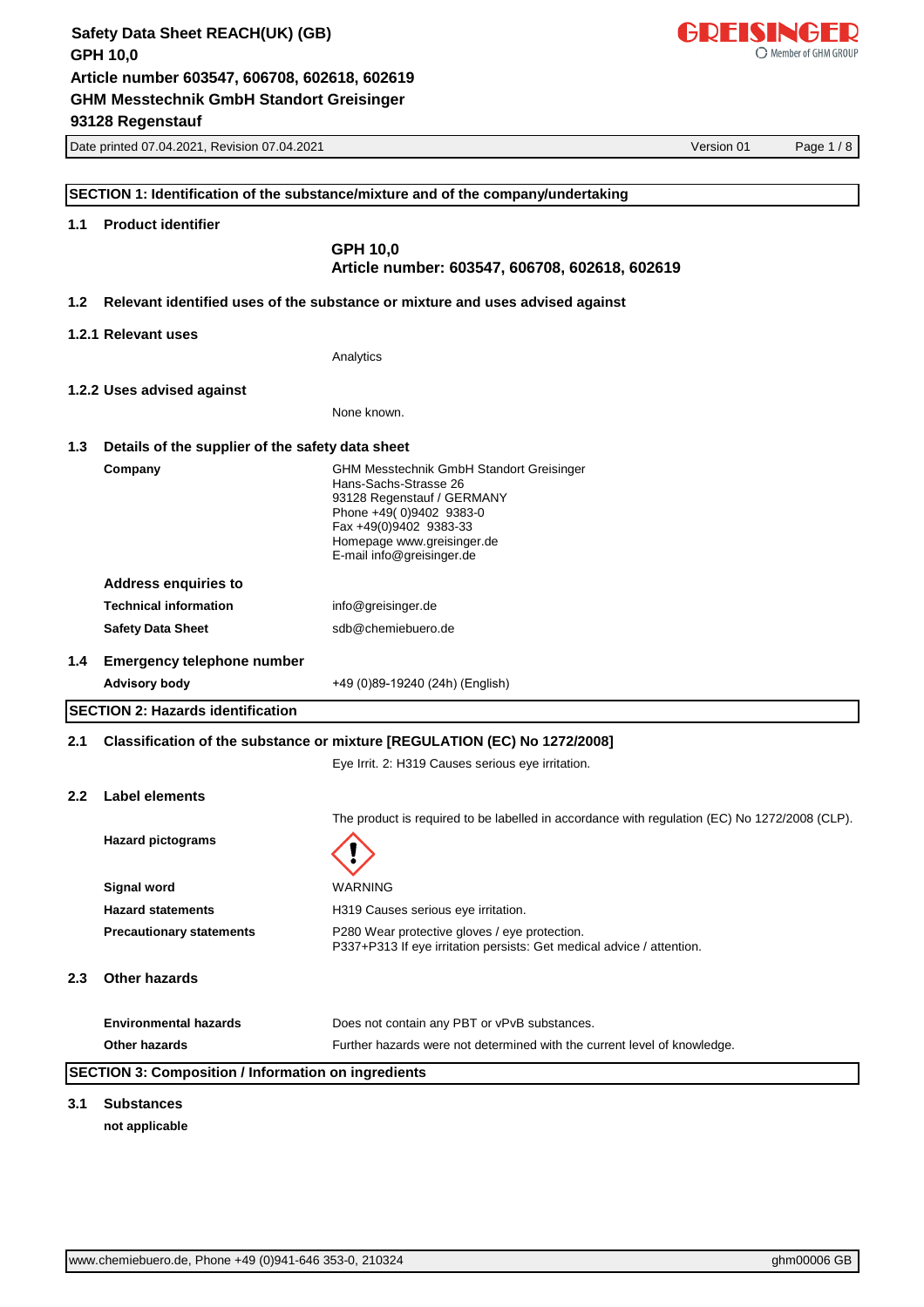## SECTION 1: Identification of the substance/mixture and of the company/undertaking

### 1.1 Product identifier

**GPH 10,0**
**Article number: 603547, 606708, 602618, 602619**

### 1.2 Relevant identified uses of the substance or mixture and uses advised against

#### 1.2.1 Relevant uses

Analytics

#### 1.2.2 Uses advised against

None known.

### 1.3 Details of the supplier of the safety data sheet

**Company**

GHM Messtechnik GmbH Standort Greisinger
Hans-Sachs-Strasse 26
93128 Regenstauf / GERMANY
Phone +49( 0)9402 9383-0
Fax +49(0)9402 9383-33
Homepage www.greisinger.de
E-mail info@greisinger.de

**Address enquiries to**

| | |
|---|---|
| **Technical information** | info@greisinger.de |
| **Safety Data Sheet** | sdb@chemiebuero.de |

### 1.4 Emergency telephone number

| | |
|---|---|
| **Advisory body** | +49 (0)89-19240 (24h) (English) |

## SECTION 2: Hazards identification

### 2.1 Classification of the substance or mixture [REGULATION (EC) No 1272/2008]

Eye Irrit. 2: H319 Causes serious eye irritation.

### 2.2 Label elements

The product is required to be labelled in accordance with regulation (EC) No 1272/2008 (CLP).

| | |
|---|---|
| **Hazard pictograms** | (GHS07 exclamation mark) |
| **Signal word** | WARNING |
| **Hazard statements** | H319 Causes serious eye irritation. |
| **Precautionary statements** | P280 Wear protective gloves / eye protection.<br>P337+P313 If eye irritation persists: Get medical advice / attention. |

### 2.3 Other hazards

| | |
|---|---|
| **Environmental hazards** | Does not contain any PBT or vPvB substances. |
| **Other hazards** | Further hazards were not determined with the current level of knowledge. |

## SECTION 3: Composition / Information on ingredients

### 3.1 Substances

**not applicable**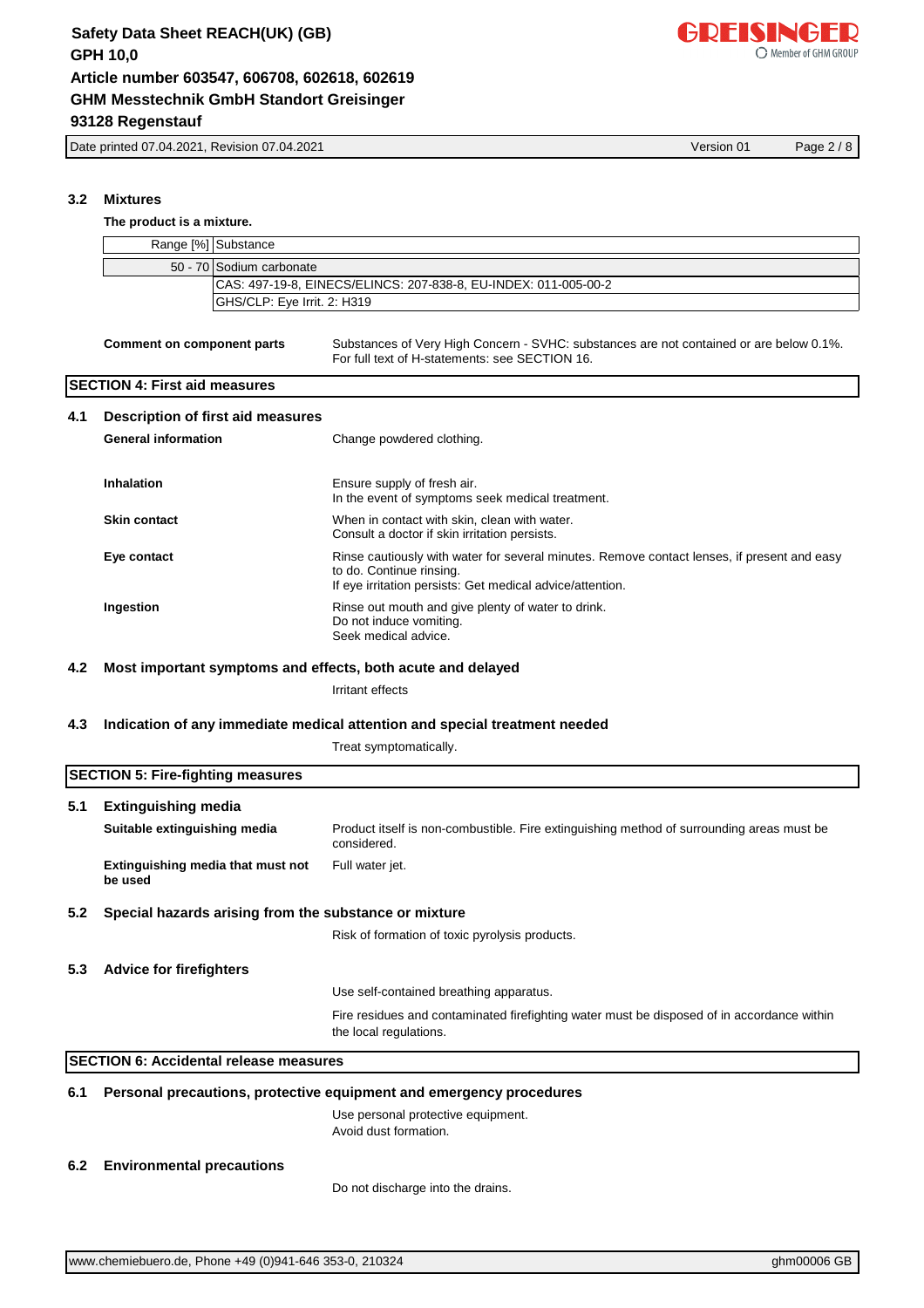### 3.2 Mixtures

**The product is a mixture.**

| Range [%] | Substance |
|---|---|
| 50 - 70 | Sodium carbonate |
| | CAS: 497-19-8, EINECS/ELINCS: 207-838-8, EU-INDEX: 011-005-00-2 |
| | GHS/CLP: Eye Irrit. 2: H319 |

**Comment on component parts**
Substances of Very High Concern - SVHC: substances are not contained or are below 0.1%.
For full text of H-statements: see SECTION 16.

## SECTION 4: First aid measures

### 4.1 Description of first aid measures

**General information**
Change powdered clothing.

**Inhalation**
Ensure supply of fresh air.
In the event of symptoms seek medical treatment.

**Skin contact**
When in contact with skin, clean with water.
Consult a doctor if skin irritation persists.

**Eye contact**
Rinse cautiously with water for several minutes. Remove contact lenses, if present and easy to do. Continue rinsing.
If eye irritation persists: Get medical advice/attention.

**Ingestion**
Rinse out mouth and give plenty of water to drink.
Do not induce vomiting.
Seek medical advice.

### 4.2 Most important symptoms and effects, both acute and delayed

Irritant effects

### 4.3 Indication of any immediate medical attention and special treatment needed

Treat symptomatically.

## SECTION 5: Fire-fighting measures

### 5.1 Extinguishing media

**Suitable extinguishing media**
Product itself is non-combustible. Fire extinguishing method of surrounding areas must be considered.

**Extinguishing media that must not be used**
Full water jet.

### 5.2 Special hazards arising from the substance or mixture

Risk of formation of toxic pyrolysis products.

### 5.3 Advice for firefighters

Use self-contained breathing apparatus.

Fire residues and contaminated firefighting water must be disposed of in accordance within the local regulations.

## SECTION 6: Accidental release measures

### 6.1 Personal precautions, protective equipment and emergency procedures

Use personal protective equipment.
Avoid dust formation.

### 6.2 Environmental precautions

Do not discharge into the drains.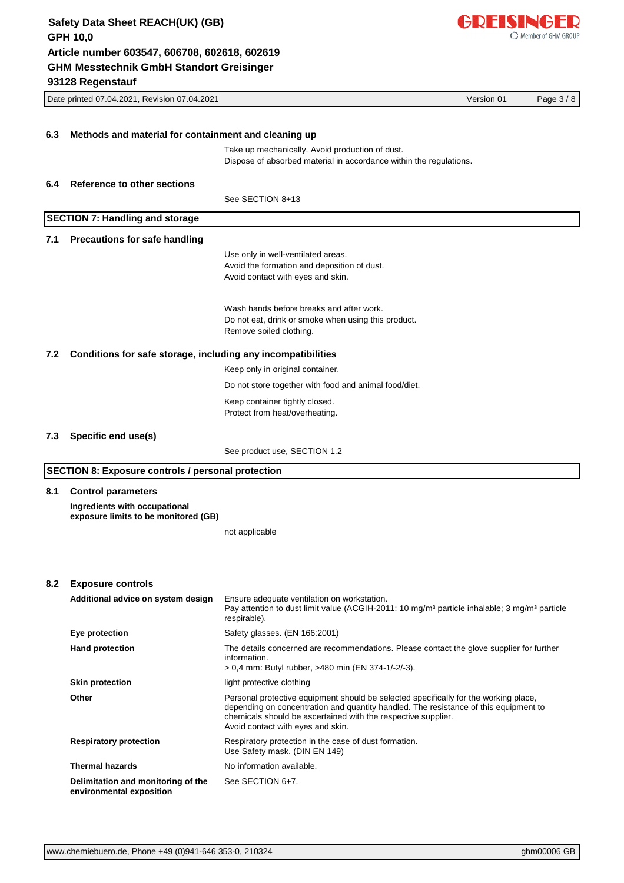### 6.3 Methods and material for containment and cleaning up

Take up mechanically. Avoid production of dust.
Dispose of absorbed material in accordance within the regulations.

### 6.4 Reference to other sections

See SECTION 8+13

## SECTION 7: Handling and storage

### 7.1 Precautions for safe handling

Use only in well-ventilated areas.
Avoid the formation and deposition of dust.
Avoid contact with eyes and skin.

Wash hands before breaks and after work.
Do not eat, drink or smoke when using this product.
Remove soiled clothing.

### 7.2 Conditions for safe storage, including any incompatibilities

Keep only in original container.

Do not store together with food and animal food/diet.

Keep container tightly closed.
Protect from heat/overheating.

### 7.3 Specific end use(s)

See product use, SECTION 1.2

## SECTION 8: Exposure controls / personal protection

### 8.1 Control parameters

**Ingredients with occupational exposure limits to be monitored (GB)**

not applicable

### 8.2 Exposure controls

| | |
|---|---|
| **Additional advice on system design** | Ensure adequate ventilation on workstation.<br>Pay attention to dust limit value (ACGIH-2011: 10 mg/m³ particle inhalable; 3 mg/m³ particle respirable). |
| **Eye protection** | Safety glasses. (EN 166:2001) |
| **Hand protection** | The details concerned are recommendations. Please contact the glove supplier for further information.<br>> 0,4 mm: Butyl rubber, >480 min (EN 374-1/-2/-3). |
| **Skin protection** | light protective clothing |
| **Other** | Personal protective equipment should be selected specifically for the working place, depending on concentration and quantity handled. The resistance of this equipment to chemicals should be ascertained with the respective supplier.<br>Avoid contact with eyes and skin. |
| **Respiratory protection** | Respiratory protection in the case of dust formation.<br>Use Safety mask. (DIN EN 149) |
| **Thermal hazards** | No information available. |
| **Delimitation and monitoring of the environmental exposition** | See SECTION 6+7. |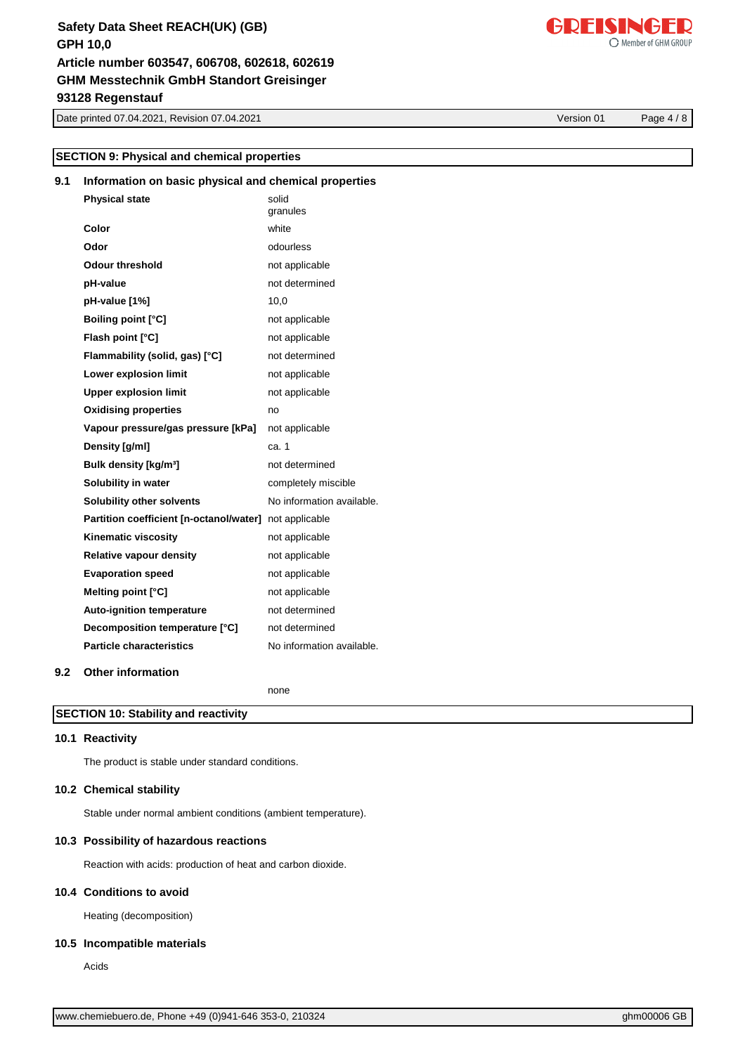## SECTION 9: Physical and chemical properties

### 9.1 Information on basic physical and chemical properties

| | |
|---|---|
| **Physical state** | solid<br>granules |
| **Color** | white |
| **Odor** | odourless |
| **Odour threshold** | not applicable |
| **pH-value** | not determined |
| **pH-value [1%]** | 10,0 |
| **Boiling point [°C]** | not applicable |
| **Flash point [°C]** | not applicable |
| **Flammability (solid, gas) [°C]** | not determined |
| **Lower explosion limit** | not applicable |
| **Upper explosion limit** | not applicable |
| **Oxidising properties** | no |
| **Vapour pressure/gas pressure [kPa]** | not applicable |
| **Density [g/ml]** | ca. 1 |
| **Bulk density [kg/m³]** | not determined |
| **Solubility in water** | completely miscible |
| **Solubility other solvents** | No information available. |
| **Partition coefficient [n-octanol/water]** | not applicable |
| **Kinematic viscosity** | not applicable |
| **Relative vapour density** | not applicable |
| **Evaporation speed** | not applicable |
| **Melting point [°C]** | not applicable |
| **Auto-ignition temperature** | not determined |
| **Decomposition temperature [°C]** | not determined |
| **Particle characteristics** | No information available. |

### 9.2 Other information

none

## SECTION 10: Stability and reactivity

### 10.1 Reactivity

The product is stable under standard conditions.

### 10.2 Chemical stability

Stable under normal ambient conditions (ambient temperature).

### 10.3 Possibility of hazardous reactions

Reaction with acids: production of heat and carbon dioxide.

### 10.4 Conditions to avoid

Heating (decomposition)

### 10.5 Incompatible materials

Acids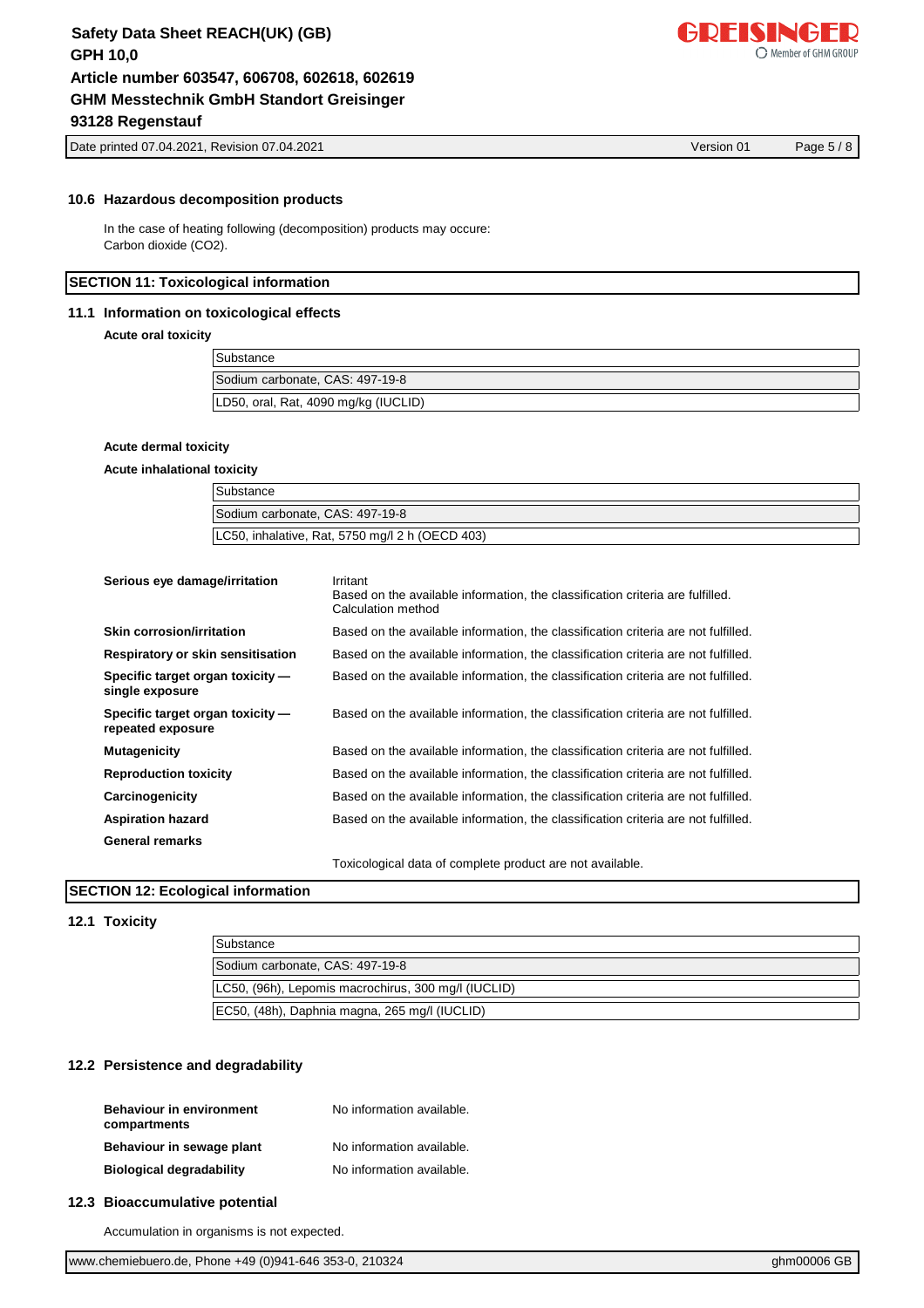### 10.6 Hazardous decomposition products

In the case of heating following (decomposition) products may occure:
Carbon dioxide ($CO_2$).

## SECTION 11: Toxicological information

### 11.1 Information on toxicological effects

**Acute oral toxicity**

| Substance |
|---|
| Sodium carbonate, CAS: 497-19-8 |
| LD50, oral, Rat, 4090 mg/kg (IUCLID) |

**Acute dermal toxicity**

**Acute inhalational toxicity**

| Substance |
|---|
| Sodium carbonate, CAS: 497-19-8 |
| LC50, inhalative, Rat, 5750 mg/l 2 h (OECD 403) |

**Serious eye damage/irritation**
Irritant
Based on the available information, the classification criteria are fulfilled.
Calculation method

**Skin corrosion/irritation**
Based on the available information, the classification criteria are not fulfilled.

**Respiratory or skin sensitisation**
Based on the available information, the classification criteria are not fulfilled.

**Specific target organ toxicity — single exposure**
Based on the available information, the classification criteria are not fulfilled.

**Specific target organ toxicity — repeated exposure**
Based on the available information, the classification criteria are not fulfilled.

**Mutagenicity**
Based on the available information, the classification criteria are not fulfilled.

**Reproduction toxicity**
Based on the available information, the classification criteria are not fulfilled.

**Carcinogenicity**
Based on the available information, the classification criteria are not fulfilled.

**Aspiration hazard**
Based on the available information, the classification criteria are not fulfilled.

**General remarks**

Toxicological data of complete product are not available.

## SECTION 12: Ecological information

### 12.1 Toxicity

| Substance |
|---|
| Sodium carbonate, CAS: 497-19-8 |
| LC50, (96h), Lepomis macrochirus, 300 mg/l (IUCLID) |
| EC50, (48h), Daphnia magna, 265 mg/l (IUCLID) |

### 12.2 Persistence and degradability

**Behaviour in environment compartments**
No information available.

**Behaviour in sewage plant**
No information available.

**Biological degradability**
No information available.

### 12.3 Bioaccumulative potential

Accumulation in organisms is not expected.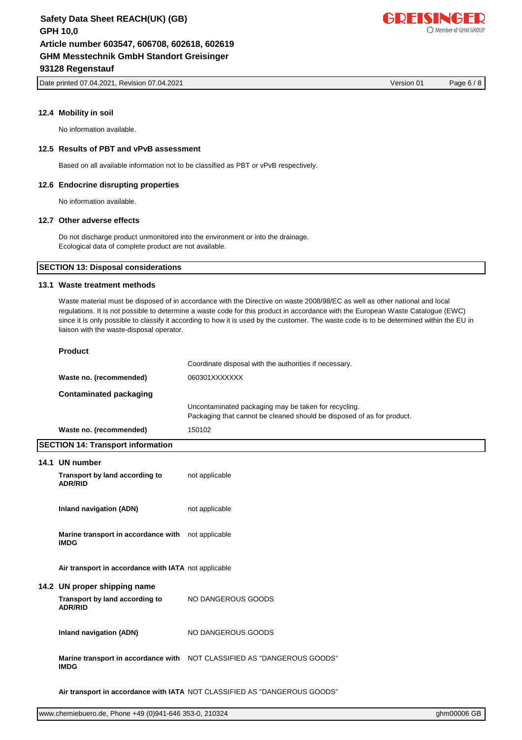### 12.4 Mobility in soil

No information available.

### 12.5 Results of PBT and vPvB assessment

Based on all available information not to be classified as PBT or vPvB respectively.

### 12.6 Endocrine disrupting properties

No information available.

### 12.7 Other adverse effects

Do not discharge product unmonitored into the environment or into the drainage.
Ecological data of complete product are not available.

## SECTION 13: Disposal considerations

### 13.1 Waste treatment methods

Waste material must be disposed of in accordance with the Directive on waste 2008/98/EC as well as other national and local regulations. It is not possible to determine a waste code for this product in accordance with the European Waste Catalogue (EWC) since it is only possible to classify it according to how it is used by the customer. The waste code is to be determined within the EU in liaison with the waste-disposal operator.

**Product**

| | |
|---|---|
| | Coordinate disposal with the authorities if necessary. |
| **Waste no. (recommended)** | 060301XXXXXXX |

**Contaminated packaging**

| | |
|---|---|
| | Uncontaminated packaging may be taken for recycling.<br>Packaging that cannot be cleaned should be disposed of as for product. |
| **Waste no. (recommended)** | 150102 |

## SECTION 14: Transport information

### 14.1 UN number

| | |
|---|---|
| **Transport by land according to ADR/RID** | not applicable |
| **Inland navigation (ADN)** | not applicable |
| **Marine transport in accordance with IMDG** | not applicable |
| **Air transport in accordance with IATA** | not applicable |

### 14.2 UN proper shipping name

| | |
|---|---|
| **Transport by land according to ADR/RID** | NO DANGEROUS GOODS |
| **Inland navigation (ADN)** | NO DANGEROUS GOODS |
| **Marine transport in accordance with IMDG** | NOT CLASSIFIED AS "DANGEROUS GOODS" |
| **Air transport in accordance with IATA** | NOT CLASSIFIED AS "DANGEROUS GOODS" |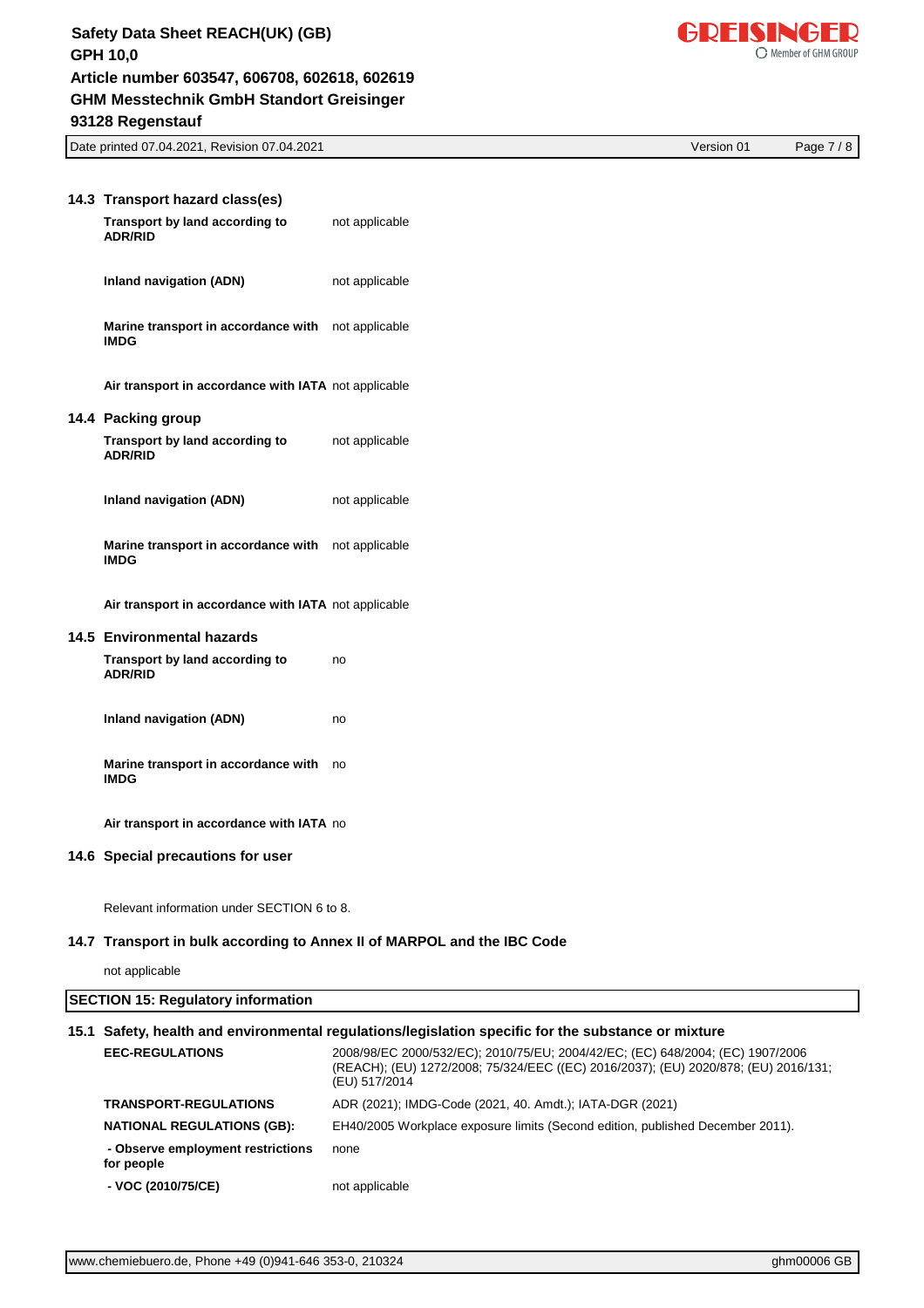### 14.3 Transport hazard class(es)

| | |
|---|---|
| **Transport by land according to ADR/RID** | not applicable |
| **Inland navigation (ADN)** | not applicable |
| **Marine transport in accordance with IMDG** | not applicable |
| **Air transport in accordance with IATA** | not applicable |

### 14.4 Packing group

| | |
|---|---|
| **Transport by land according to ADR/RID** | not applicable |
| **Inland navigation (ADN)** | not applicable |
| **Marine transport in accordance with IMDG** | not applicable |
| **Air transport in accordance with IATA** | not applicable |

### 14.5 Environmental hazards

| | |
|---|---|
| **Transport by land according to ADR/RID** | no |
| **Inland navigation (ADN)** | no |
| **Marine transport in accordance with IMDG** | no |
| **Air transport in accordance with IATA** | no |

### 14.6 Special precautions for user

Relevant information under SECTION 6 to 8.

### 14.7 Transport in bulk according to Annex II of MARPOL and the IBC Code

not applicable

## SECTION 15: Regulatory information

### 15.1 Safety, health and environmental regulations/legislation specific for the substance or mixture

| | |
|---|---|
| **EEC-REGULATIONS** | 2008/98/EC 2000/532/EC); 2010/75/EU; 2004/42/EC; (EC) 648/2004; (EC) 1907/2006 (REACH); (EU) 1272/2008; 75/324/EEC ((EC) 2016/2037); (EU) 2020/878; (EU) 2016/131; (EU) 517/2014 |
| **TRANSPORT-REGULATIONS** | ADR (2021); IMDG-Code (2021, 40. Amdt.); IATA-DGR (2021) |
| **NATIONAL REGULATIONS (GB):** | EH40/2005 Workplace exposure limits (Second edition, published December 2011). |
| **- Observe employment restrictions for people** | none |
| **- VOC (2010/75/CE)** | not applicable |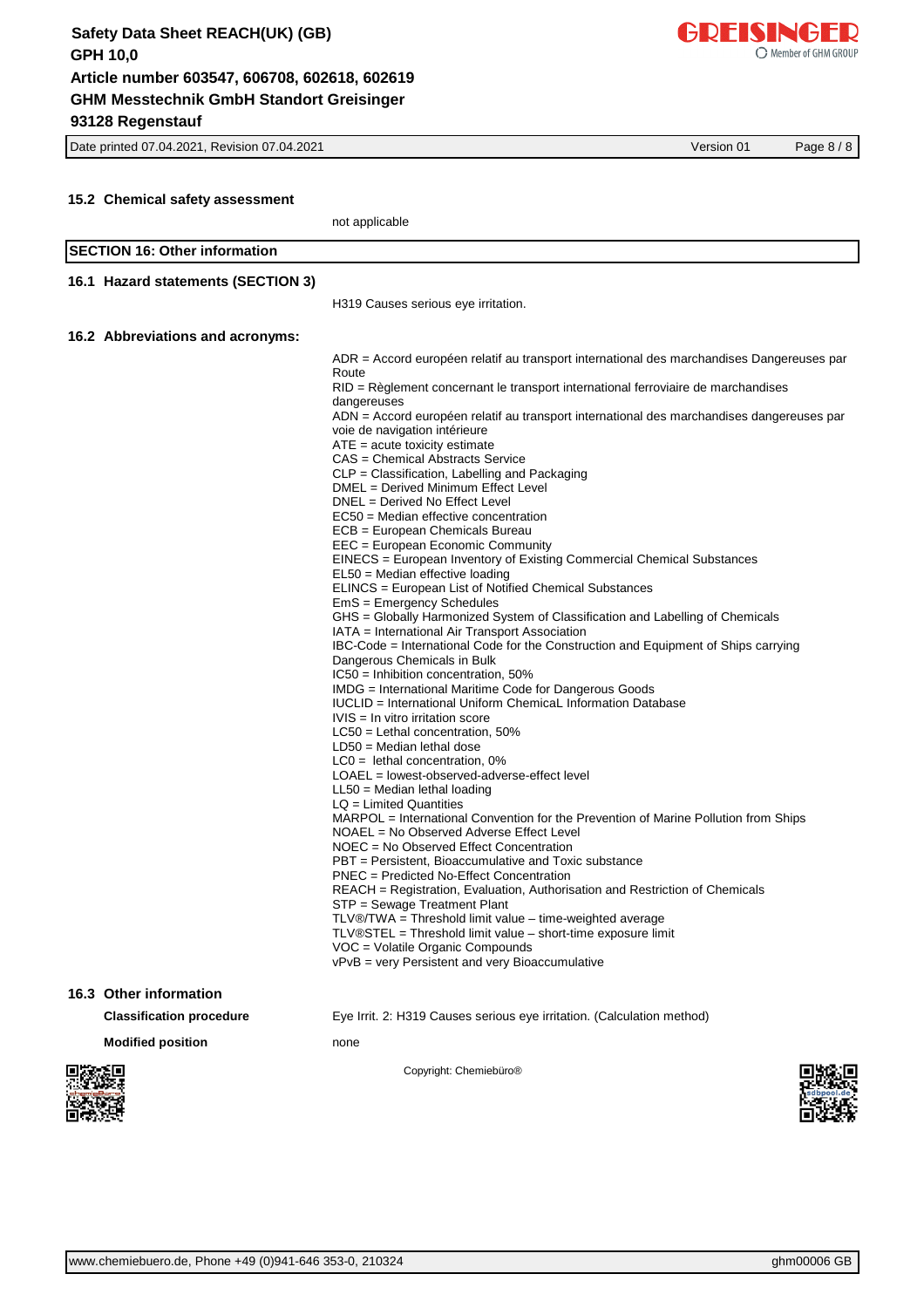## 15.2 Chemical safety assessment

not applicable

## SECTION 16: Other information

### 16.1 Hazard statements (SECTION 3)

H319 Causes serious eye irritation.

### 16.2 Abbreviations and acronyms:

ADR = Accord européen relatif au transport international des marchandises Dangereuses par Route
RID = Règlement concernant le transport international ferroviaire de marchandises dangereuses
ADN = Accord européen relatif au transport international des marchandises dangereuses par voie de navigation intérieure
ATE = acute toxicity estimate
CAS = Chemical Abstracts Service
CLP = Classification, Labelling and Packaging
DMEL = Derived Minimum Effect Level
DNEL = Derived No Effect Level
EC50 = Median effective concentration
ECB = European Chemicals Bureau
EEC = European Economic Community
EINECS = European Inventory of Existing Commercial Chemical Substances
EL50 = Median effective loading
ELINCS = European List of Notified Chemical Substances
EmS = Emergency Schedules
GHS = Globally Harmonized System of Classification and Labelling of Chemicals
IATA = International Air Transport Association
IBC-Code = International Code for the Construction and Equipment of Ships carrying Dangerous Chemicals in Bulk
IC50 = Inhibition concentration, 50%
IMDG = International Maritime Code for Dangerous Goods
IUCLID = International Uniform ChemicaL Information Database
IVIS = In vitro irritation score
LC50 = Lethal concentration, 50%
LD50 = Median lethal dose
LC0 = lethal concentration, 0%
LOAEL = lowest-observed-adverse-effect level
LL50 = Median lethal loading
LQ = Limited Quantities
MARPOL = International Convention for the Prevention of Marine Pollution from Ships
NOAEL = No Observed Adverse Effect Level
NOEC = No Observed Effect Concentration
PBT = Persistent, Bioaccumulative and Toxic substance
PNEC = Predicted No-Effect Concentration
REACH = Registration, Evaluation, Authorisation and Restriction of Chemicals
STP = Sewage Treatment Plant
TLV®/TWA = Threshold limit value – time-weighted average
TLV®STEL = Threshold limit value – short-time exposure limit
VOC = Volatile Organic Compounds
vPvB = very Persistent and very Bioaccumulative

### 16.3 Other information

**Classification procedure** Eye Irrit. 2: H319 Causes serious eye irritation. (Calculation method)

**Modified position** none

Copyright: Chemiebüro®